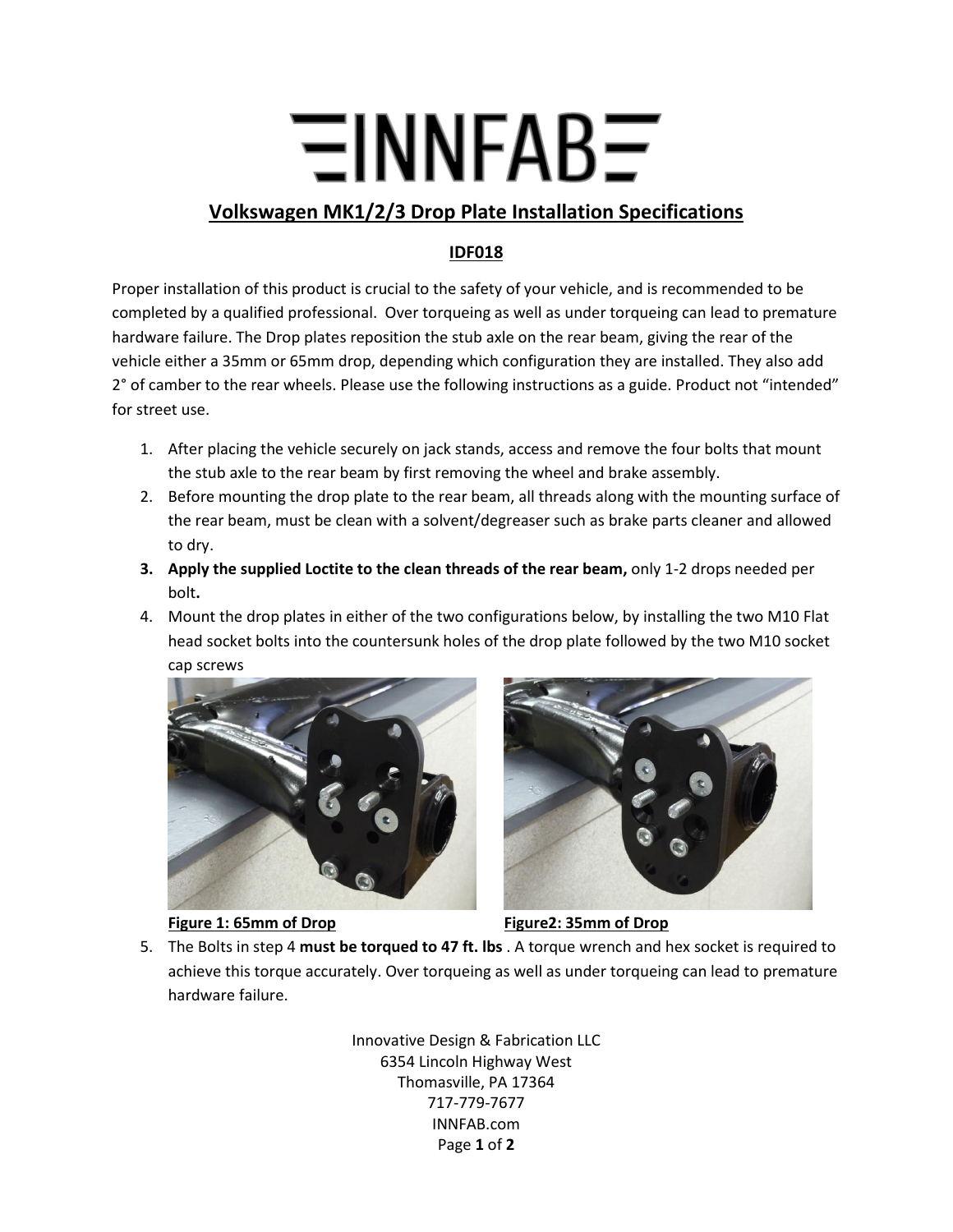# INNFAB

## Volkswagen MK1/2/3 Drop Plate Installation Specifications

### IDF018

Proper installation of this product is crucial to the safety of your vehicle, and is recommended to be completed by a qualified professional. Over torqueing as well as under torqueing can lead to premature hardware failure. The Drop plates reposition the stub axle on the rear beam, giving the rear of the vehicle either a 35mm or 65mm drop, depending which configuration they are installed. They also add 2° of camber to the rear wheels. Please use the following instructions as a guide. Product not "intended" for street use.

1. After placing the vehicle securely on jack stands, access and remove the four bolts that mount the stub axle to the rear beam by first removing the wheel and brake assembly.
2. Before mounting the drop plate to the rear beam, all threads along with the mounting surface of the rear beam, must be clean with a solvent/degreaser such as brake parts cleaner and allowed to dry.
3. **Apply the supplied Loctite to the clean threads of the rear beam,** only 1-2 drops needed per bolt**.**
4. Mount the drop plates in either of the two configurations below, by installing the two M10 Flat head socket bolts into the countersunk holes of the drop plate followed by the two M10 socket cap screws

**Figure 1: 65mm of Drop**

**Figure2: 35mm of Drop**

5. The Bolts in step 4 **must be torqued to 47 ft. lbs** . A torque wrench and hex socket is required to achieve this torque accurately. Over torqueing as well as under torqueing can lead to premature hardware failure.

Innovative Design & Fabrication LLC
6354 Lincoln Highway West
Thomasville, PA 17364
717-779-7677
INNFAB.com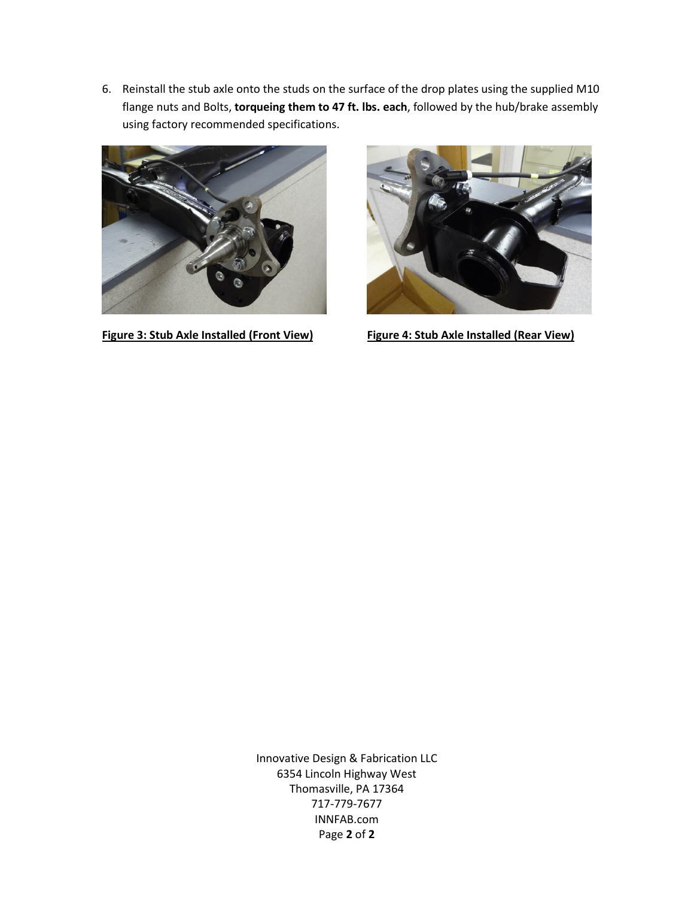6. Reinstall the stub axle onto the studs on the surface of the drop plates using the supplied M10 flange nuts and Bolts, **torqueing them to 47 ft. lbs. each**, followed by the hub/brake assembly using factory recommended specifications.

**Figure 3: Stub Axle Installed (Front View)**

**Figure 4: Stub Axle Installed (Rear View)**

Innovative Design & Fabrication LLC
6354 Lincoln Highway West
Thomasville, PA 17364
717-779-7677
INNFAB.com